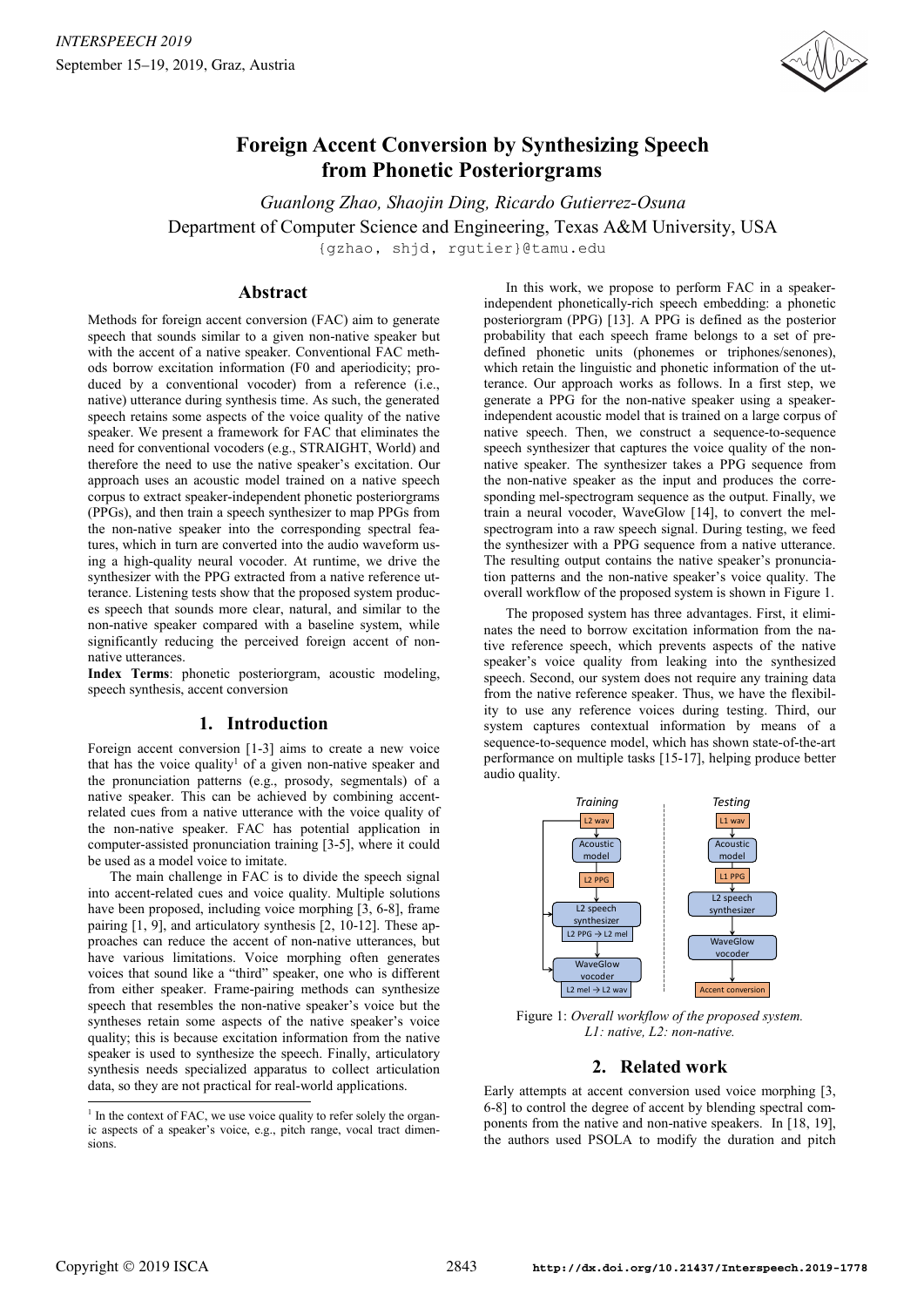# Foreign Accent Conversion by Synthesizing Speech from Phonetic Posteriorgrams

*Guanlong Zhao, Shaojin Ding, Ricardo Gutierrez-Osuna*

Department of Computer Science and Engineering, Texas A&M University, USA

{gzhao, shjd, rgutier}@tamu.edu

## Abstract

Methods for foreign accent conversion (FAC) aim to generate speech that sounds similar to a given non-native speaker but with the accent of a native speaker. Conventional FAC methods borrow excitation information (F0 and aperiodicity; produced by a conventional vocoder) from a reference (i.e., native) utterance during synthesis time. As such, the generated speech retains some aspects of the voice quality of the native speaker. We present a framework for FAC that eliminates the need for conventional vocoders (e.g., STRAIGHT, World) and therefore the need to use the native speaker's excitation. Our approach uses an acoustic model trained on a native speech corpus to extract speaker-independent phonetic posteriorgrams (PPGs), and then train a speech synthesizer to map PPGs from the non-native speaker into the corresponding spectral features, which in turn are converted into the audio waveform using a high-quality neural vocoder. At runtime, we drive the synthesizer with the PPG extracted from a native reference utterance. Listening tests show that the proposed system produces speech that sounds more clear, natural, and similar to the non-native speaker compared with a baseline system, while significantly reducing the perceived foreign accent of non-native utterances.

**Index Terms**: phonetic posteriorgram, acoustic modeling, speech synthesis, accent conversion

## 1. Introduction

Foreign accent conversion [1-3] aims to create a new voice that has the voice quality[1] of a given non-native speaker and the pronunciation patterns (e.g., prosody, segmentals) of a native speaker. This can be achieved by combining accent-related cues from a native utterance with the voice quality of the non-native speaker. FAC has potential application in computer-assisted pronunciation training [3-5], where it could be used as a model voice to imitate.

The main challenge in FAC is to divide the speech signal into accent-related cues and voice quality. Multiple solutions have been proposed, including voice morphing [3, 6-8], frame pairing [1, 9], and articulatory synthesis [2, 10-12]. These approaches can reduce the accent of non-native utterances, but have various limitations. Voice morphing often generates voices that sound like a "third" speaker, one who is different from either speaker. Frame-pairing methods can synthesize speech that resembles the non-native speaker's voice but the syntheses retain some aspects of the native speaker's voice quality; this is because excitation information from the native speaker is used to synthesize the speech. Finally, articulatory synthesis needs specialized apparatus to collect articulation data, so they are not practical for real-world applications.

[1] In the context of FAC, we use voice quality to refer solely the organic aspects of a speaker's voice, e.g., pitch range, vocal tract dimensions.

In this work, we propose to perform FAC in a speaker-independent phonetically-rich speech embedding: a phonetic posteriorgram (PPG) [13]. A PPG is defined as the posterior probability that each speech frame belongs to a set of pre-defined phonetic units (phonemes or triphones/senones), which retain the linguistic and phonetic information of the utterance. Our approach works as follows. In a first step, we generate a PPG for the non-native speaker using a speaker-independent acoustic model that is trained on a large corpus of native speech. Then, we construct a sequence-to-sequence speech synthesizer that captures the voice quality of the non-native speaker. The synthesizer takes a PPG sequence from the non-native speaker as the input and produces the corresponding mel-spectrogram sequence as the output. Finally, we train a neural vocoder, WaveGlow [14], to convert the mel-spectrogram into a raw speech signal. During testing, we feed the synthesizer with a PPG sequence from a native utterance. The resulting output contains the native speaker's pronunciation patterns and the non-native speaker's voice quality. The overall workflow of the proposed system is shown in Figure 1.

The proposed system has three advantages. First, it eliminates the need to borrow excitation information from the native reference speech, which prevents aspects of the native speaker's voice quality from leaking into the synthesized speech. Second, our system does not require any training data from the native reference speaker. Thus, we have the flexibility to use any reference voices during testing. Third, our system captures contextual information by means of a sequence-to-sequence model, which has shown state-of-the-art performance on multiple tasks [15-17], helping produce better audio quality.

Figure 1: *Overall workflow of the proposed system. L1: native, L2: non-native.*

## 2. Related work

Early attempts at accent conversion used voice morphing [3, 6-8] to control the degree of accent by blending spectral components from the native and non-native speakers. In [18, 19], the authors used PSOLA to modify the duration and pitch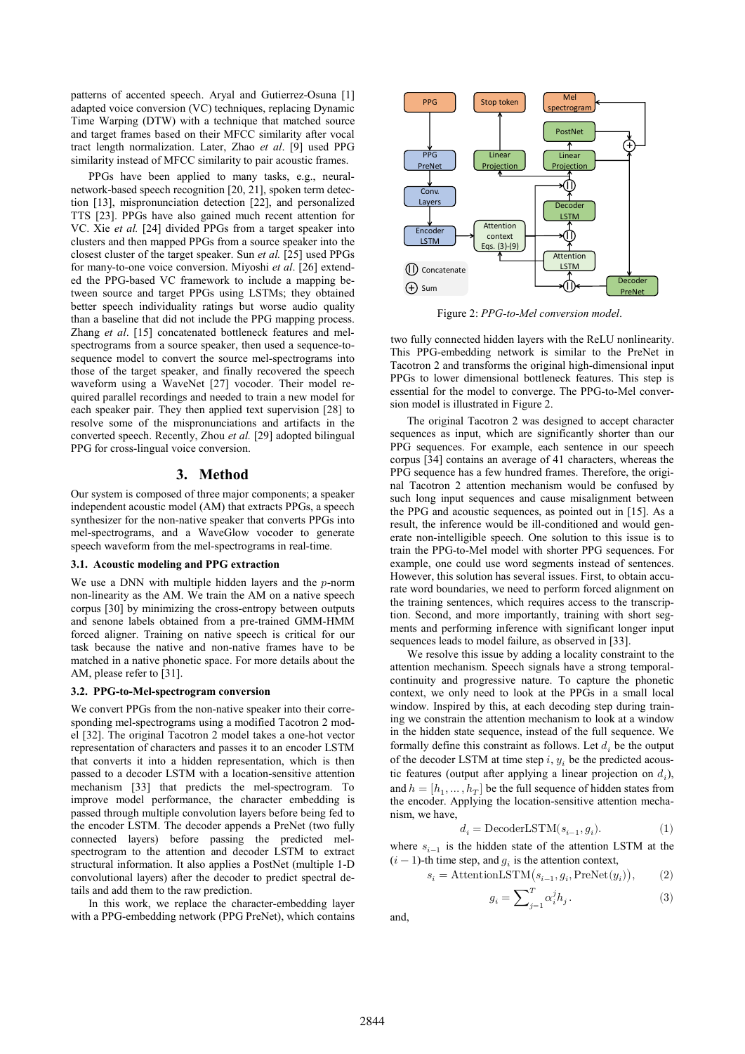patterns of accented speech. Aryal and Gutierrez-Osuna [1] adapted voice conversion (VC) techniques, replacing Dynamic Time Warping (DTW) with a technique that matched source and target frames based on their MFCC similarity after vocal tract length normalization. Later, Zhao *et al*. [9] used PPG similarity instead of MFCC similarity to pair acoustic frames.

PPGs have been applied to many tasks, e.g., neural-network-based speech recognition [20, 21], spoken term detection [13], mispronunciation detection [22], and personalized TTS [23]. PPGs have also gained much recent attention for VC. Xie *et al.* [24] divided PPGs from a target speaker into clusters and then mapped PPGs from a source speaker into the closest cluster of the target speaker. Sun *et al.* [25] used PPGs for many-to-one voice conversion. Miyoshi *et al*. [26] extended the PPG-based VC framework to include a mapping between source and target PPGs using LSTMs; they obtained better speech individuality ratings but worse audio quality than a baseline that did not include the PPG mapping process. Zhang *et al*. [15] concatenated bottleneck features and mel-spectrograms from a source speaker, then used a sequence-to-sequence model to convert the source mel-spectrograms into those of the target speaker, and finally recovered the speech waveform using a WaveNet [27] vocoder. Their model required parallel recordings and needed to train a new model for each speaker pair. They then applied text supervision [28] to resolve some of the mispronunciations and artifacts in the converted speech. Recently, Zhou *et al.* [29] adopted bilingual PPG for cross-lingual voice conversion.

## 3. Method

Our system is composed of three major components; a speaker independent acoustic model (AM) that extracts PPGs, a speech synthesizer for the non-native speaker that converts PPGs into mel-spectrograms, and a WaveGlow vocoder to generate speech waveform from the mel-spectrograms in real-time.

### 3.1. Acoustic modeling and PPG extraction

We use a DNN with multiple hidden layers and the $p$-norm non-linearity as the AM. We train the AM on a native speech corpus [30] by minimizing the cross-entropy between outputs and senone labels obtained from a pre-trained GMM-HMM forced aligner. Training on native speech is critical for our task because the native and non-native frames have to be matched in a native phonetic space. For more details about the AM, please refer to [31].

### 3.2. PPG-to-Mel-spectrogram conversion

We convert PPGs from the non-native speaker into their corresponding mel-spectrograms using a modified Tacotron 2 model [32]. The original Tacotron 2 model takes a one-hot vector representation of characters and passes it to an encoder LSTM that converts it into a hidden representation, which is then passed to a decoder LSTM with a location-sensitive attention mechanism [33] that predicts the mel-spectrogram. To improve model performance, the character embedding is passed through multiple convolution layers before being fed to the encoder LSTM. The decoder appends a PreNet (two fully connected layers) before passing the predicted mel-spectrogram to the attention and decoder LSTM to extract structural information. It also applies a PostNet (multiple 1-D convolutional layers) after the decoder to predict spectral details and add them to the raw prediction.

In this work, we replace the character-embedding layer with a PPG-embedding network (PPG PreNet), which contains two fully connected hidden layers with the ReLU nonlinearity. This PPG-embedding network is similar to the PreNet in Tacotron 2 and transforms the original high-dimensional input PPGs to lower dimensional bottleneck features. This step is essential for the model to converge. The PPG-to-Mel conversion model is illustrated in Figure 2.

Figure 2: *PPG-to-Mel conversion model.*

The original Tacotron 2 was designed to accept character sequences as input, which are significantly shorter than our PPG sequences. For example, each sentence in our speech corpus [34] contains an average of 41 characters, whereas the PPG sequence has a few hundred frames. Therefore, the original Tacotron 2 attention mechanism would be confused by such long input sequences and cause misalignment between the PPG and acoustic sequences, as pointed out in [15]. As a result, the inference would be ill-conditioned and would generate non-intelligible speech. One solution to this issue is to train the PPG-to-Mel model with shorter PPG sequences. For example, one could use word segments instead of sentences. However, this solution has several issues. First, to obtain accurate word boundaries, we need to perform forced alignment on the training sentences, which requires access to the transcription. Second, and more importantly, training with short segments and performing inference with significant longer input sequences leads to model failure, as observed in [33].

We resolve this issue by adding a locality constraint to the attention mechanism. Speech signals have a strong temporal-continuity and progressive nature. To capture the phonetic context, we only need to look at the PPGs in a small local window. Inspired by this, at each decoding step during training we constrain the attention mechanism to look at a window in the hidden state sequence, instead of the full sequence. We formally define this constraint as follows. Let $d_i$ be the output of the decoder LSTM at time step $i$, $y_i$ be the predicted acoustic features (output after applying a linear projection on $d_i$), and $h = [h_1, \ldots, h_T]$ be the full sequence of hidden states from the encoder. Applying the location-sensitive attention mechanism, we have,

$$d_i = \mathrm{DecoderLSTM}(s_{i-1}, g_i). \tag{1}$$

where $s_{i-1}$ is the hidden state of the attention LSTM at the $(i-1)$-th time step, and $g_i$ is the attention context,

$$s_i = \mathrm{AttentionLSTM}(s_{i-1}, g_i, \mathrm{PreNet}(y_i)), \tag{2}$$

$$g_i = \sum\nolimits_{j=1}^{T} \alpha_i^j h_j. \tag{3}$$

and,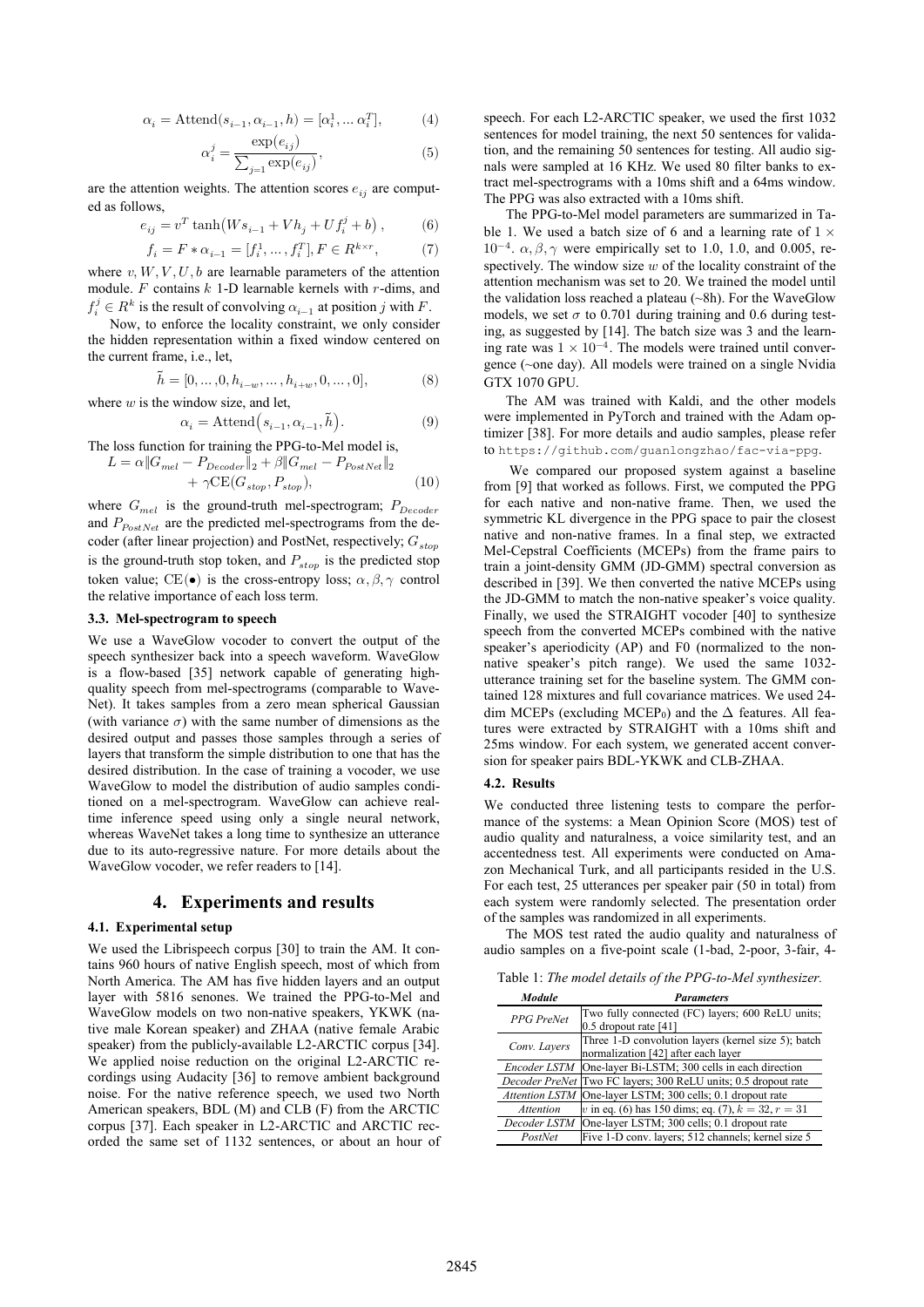$$\alpha_i = \text{Attend}(s_{i-1}, \alpha_{i-1}, h) = [\alpha_i^1, \dots \alpha_i^T], \tag{4}$$

$$\alpha_i^j = \frac{\exp(e_{ij})}{\sum_{j=1} \exp(e_{ij})}, \tag{5}$$

are the attention weights. The attention scores $e_{ij}$ are computed as follows,

$$e_{ij} = v^T \tanh\left(Ws_{i-1} + Vh_j + Uf_i^j + b\right), \tag{6}$$

$$f_i = F * \alpha_{i-1} = [f_i^1, \dots, f_i^T], F \in R^{k \times r}, \tag{7}$$

where $v, W, V, U, b$ are learnable parameters of the attention module. $F$ contains $k$ 1-D learnable kernels with $r$-dims, and $f_i^j \in R^k$ is the result of convolving $\alpha_{i-1}$ at position $j$ with $F$.

Now, to enforce the locality constraint, we only consider the hidden representation within a fixed window centered on the current frame, i.e., let,

$$\tilde{h} = [0, \dots, 0, h_{i-w}, \dots, h_{i+w}, 0, \dots, 0], \tag{8}$$

where $w$ is the window size, and let,

$$\alpha_i = \text{Attend}\left(s_{i-1}, \alpha_{i-1}, \tilde{h}\right). \tag{9}$$

The loss function for training the PPG-to-Mel model is,

$$L = \alpha \|G_{mel} - P_{Decoder}\|_2 + \beta \|G_{mel} - P_{PostNet}\|_2 + \gamma \text{CE}(G_{stop}, P_{stop}), \tag{10}$$

where $G_{mel}$ is the ground-truth mel-spectrogram; $P_{Decoder}$ and $P_{PostNet}$ are the predicted mel-spectrograms from the decoder (after linear projection) and PostNet, respectively; $G_{stop}$ is the ground-truth stop token, and $P_{stop}$ is the predicted stop token value; $\text{CE}(\bullet)$ is the cross-entropy loss; $\alpha, \beta, \gamma$ control the relative importance of each loss term.

### 3.3. Mel-spectrogram to speech

We use a WaveGlow vocoder to convert the output of the speech synthesizer back into a speech waveform. WaveGlow is a flow-based [35] network capable of generating high-quality speech from mel-spectrograms (comparable to WaveNet). It takes samples from a zero mean spherical Gaussian (with variance $\sigma$) with the same number of dimensions as the desired output and passes those samples through a series of layers that transform the simple distribution to one that has the desired distribution. In the case of training a vocoder, we use WaveGlow to model the distribution of audio samples conditioned on a mel-spectrogram. WaveGlow can achieve real-time inference speed using only a single neural network, whereas WaveNet takes a long time to synthesize an utterance due to its auto-regressive nature. For more details about the WaveGlow vocoder, we refer readers to [14].

## 4. Experiments and results

### 4.1. Experimental setup

We used the Librispeech corpus [30] to train the AM. It contains 960 hours of native English speech, most of which from North America. The AM has five hidden layers and an output layer with 5816 senones. We trained the PPG-to-Mel and WaveGlow models on two non-native speakers, YKWK (native male Korean speaker) and ZHAA (native female Arabic speaker) from the publicly-available L2-ARCTIC corpus [34]. We applied noise reduction on the original L2-ARCTIC recordings using Audacity [36] to remove ambient background noise. For the native reference speech, we used two North American speakers, BDL (M) and CLB (F) from the ARCTIC corpus [37]. Each speaker in L2-ARCTIC and ARCTIC recorded the same set of 1132 sentences, or about an hour of speech. For each L2-ARCTIC speaker, we used the first 1032 sentences for model training, the next 50 sentences for validation, and the remaining 50 sentences for testing. All audio signals were sampled at 16 KHz. We used 80 filter banks to extract mel-spectrograms with a 10ms shift and a 64ms window. The PPG was also extracted with a 10ms shift.

The PPG-to-Mel model parameters are summarized in Table 1. We used a batch size of 6 and a learning rate of $1 \times 10^{-4}$. $\alpha, \beta, \gamma$ were empirically set to 1.0, 1.0, and 0.005, respectively. The window size $w$ of the locality constraint of the attention mechanism was set to 20. We trained the model until the validation loss reached a plateau (~8h). For the WaveGlow models, we set $\sigma$ to 0.701 during training and 0.6 during testing, as suggested by [14]. The batch size was 3 and the learning rate was $1 \times 10^{-4}$. The models were trained until convergence (~one day). All models were trained on a single Nvidia GTX 1070 GPU.

The AM was trained with Kaldi, and the other models were implemented in PyTorch and trained with the Adam optimizer [38]. For more details and audio samples, please refer to `https://github.com/guanlongzhao/fac-via-ppg`.

We compared our proposed system against a baseline from [9] that worked as follows. First, we computed the PPG for each native and non-native frame. Then, we used the symmetric KL divergence in the PPG space to pair the closest native and non-native frames. In a final step, we extracted Mel-Cepstral Coefficients (MCEPs) from the frame pairs to train a joint-density GMM (JD-GMM) spectral conversion as described in [39]. We then converted the native MCEPs using the JD-GMM to match the non-native speaker's voice quality. Finally, we used the STRAIGHT vocoder [40] to synthesize speech from the converted MCEPs combined with the native speaker's aperiodicity (AP) and F0 (normalized to the non-native speaker's pitch range). We used the same 1032-utterance training set for the baseline system. The GMM contained 128 mixtures and full covariance matrices. We used 24-dim MCEPs (excluding $\text{MCEP}_0$) and the $\Delta$ features. All features were extracted by STRAIGHT with a 10ms shift and 25ms window. For each system, we generated accent conversion for speaker pairs BDL-YKWK and CLB-ZHAA.

### 4.2. Results

We conducted three listening tests to compare the performance of the systems: a Mean Opinion Score (MOS) test of audio quality and naturalness, a voice similarity test, and an accentedness test. All experiments were conducted on Amazon Mechanical Turk, and all participants resided in the U.S. For each test, 25 utterances per speaker pair (50 in total) from each system were randomly selected. The presentation order of the samples was randomized in all experiments.

The MOS test rated the audio quality and naturalness of audio samples on a five-point scale (1-bad, 2-poor, 3-fair, 4-

Table 1: *The model details of the PPG-to-Mel synthesizer.*

| ***Module*** | ***Parameters*** |
|---|---|
| *PPG PreNet* | Two fully connected (FC) layers; 600 ReLU units; 0.5 dropout rate [41] |
| *Conv. Layers* | Three 1-D convolution layers (kernel size 5); batch normalization [42] after each layer |
| *Encoder LSTM* | One-layer Bi-LSTM; 300 cells in each direction |
| *Decoder PreNet* | Two FC layers; 300 ReLU units; 0.5 dropout rate |
| *Attention LSTM* | One-layer LSTM; 300 cells; 0.1 dropout rate |
| *Attention* | $v$ in eq. (6) has 150 dims; eq. (7), $k = 32$, $r = 31$ |
| *Decoder LSTM* | One-layer LSTM; 300 cells; 0.1 dropout rate |
| *PostNet* | Five 1-D conv. layers; 512 channels; kernel size 5 |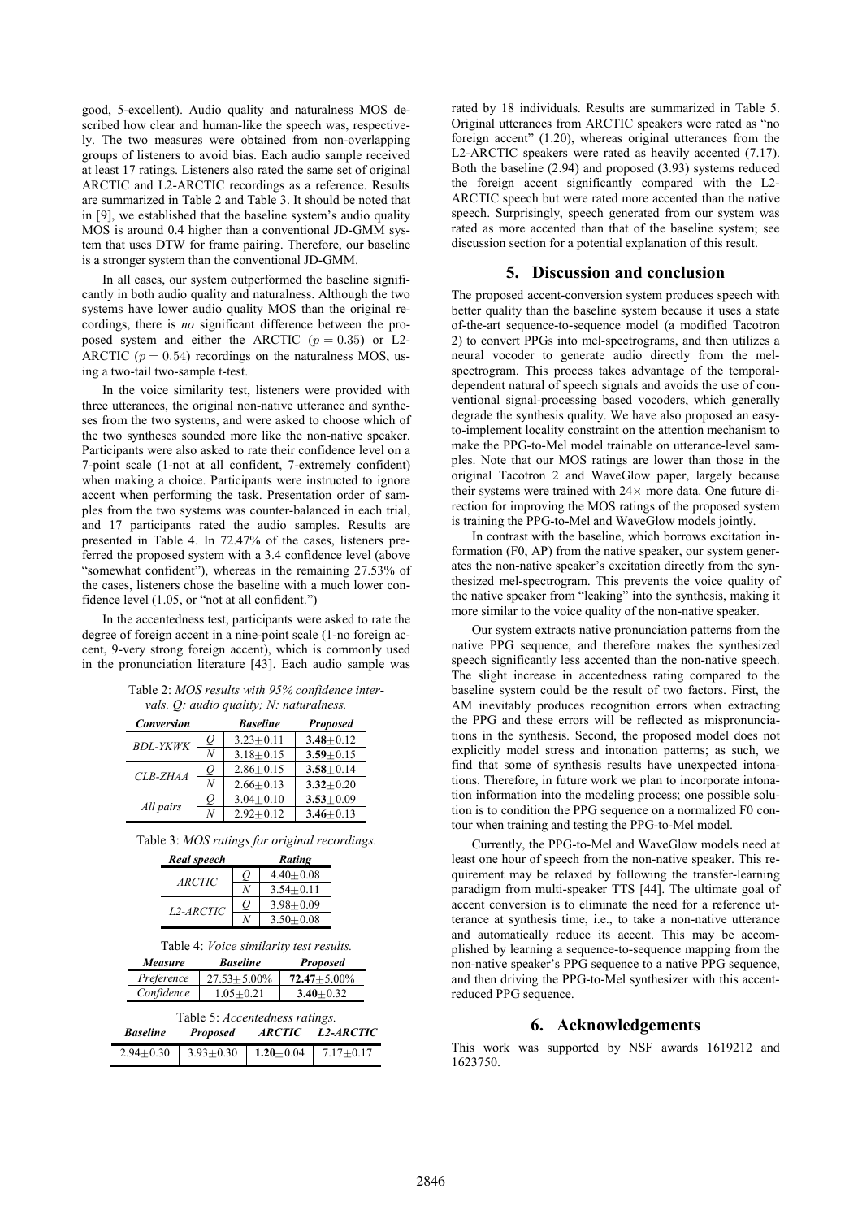good, 5-excellent). Audio quality and naturalness MOS described how clear and human-like the speech was, respectively. The two measures were obtained from non-overlapping groups of listeners to avoid bias. Each audio sample received at least 17 ratings. Listeners also rated the same set of original ARCTIC and L2-ARCTIC recordings as a reference. Results are summarized in Table 2 and Table 3. It should be noted that in [9], we established that the baseline system's audio quality MOS is around 0.4 higher than a conventional JD-GMM system that uses DTW for frame pairing. Therefore, our baseline is a stronger system than the conventional JD-GMM.

In all cases, our system outperformed the baseline significantly in both audio quality and naturalness. Although the two systems have lower audio quality MOS than the original recordings, there is *no* significant difference between the proposed system and either the ARCTIC ($p = 0.35$) or L2-ARCTIC ($p = 0.54$) recordings on the naturalness MOS, using a two-tail two-sample t-test.

In the voice similarity test, listeners were provided with three utterances, the original non-native utterance and syntheses from the two systems, and were asked to choose which of the two syntheses sounded more like the non-native speaker. Participants were also asked to rate their confidence level on a 7-point scale (1-not at all confident, 7-extremely confident) when making a choice. Participants were instructed to ignore accent when performing the task. Presentation order of samples from the two systems was counter-balanced in each trial, and 17 participants rated the audio samples. Results are presented in Table 4. In 72.47% of the cases, listeners preferred the proposed system with a 3.4 confidence level (above "somewhat confident"), whereas in the remaining 27.53% of the cases, listeners chose the baseline with a much lower confidence level (1.05, or "not at all confident.")

In the accentedness test, participants were asked to rate the degree of foreign accent in a nine-point scale (1-no foreign accent, 9-very strong foreign accent), which is commonly used in the pronunciation literature [43]. Each audio sample was rated by 18 individuals. Results are summarized in Table 5. Original utterances from ARCTIC speakers were rated as "no foreign accent" (1.20), whereas original utterances from the L2-ARCTIC speakers were rated as heavily accented (7.17). Both the baseline (2.94) and proposed (3.93) systems reduced the foreign accent significantly compared with the L2-ARCTIC speech but were rated more accented than the native speech. Surprisingly, speech generated from our system was rated as more accented than that of the baseline system; see discussion section for a potential explanation of this result.

Table 2: *MOS results with 95% confidence intervals. Q: audio quality; N: naturalness.*

| *Conversion* | | *Baseline* | *Proposed* |
|---|---|---|---|
| *BDL-YKWK* | *Q* | 3.23±0.11 | **3.48**±0.12 |
| | *N* | 3.18±0.15 | **3.59**±0.15 |
| *CLB-ZHAA* | *Q* | 2.86±0.15 | **3.58**±0.14 |
| | *N* | 2.66±0.13 | **3.32**±0.20 |
| *All pairs* | *Q* | 3.04±0.10 | **3.53**±0.09 |
| | *N* | 2.92±0.12 | **3.46**±0.13 |

Table 3: *MOS ratings for original recordings.*

| *Real speech* | | *Rating* |
|---|---|---|
| *ARCTIC* | *Q* | 4.40±0.08 |
| | *N* | 3.54±0.11 |
| *L2-ARCTIC* | *Q* | 3.98±0.09 |
| | *N* | 3.50±0.08 |

Table 4: *Voice similarity test results.*

| *Measure* | *Baseline* | *Proposed* |
|---|---|---|
| *Preference* | 27.53±5.00% | **72.47**±5.00% |
| *Confidence* | 1.05±0.21 | **3.40**±0.32 |

Table 5: *Accentedness ratings.*

| *Baseline* | *Proposed* | *ARCTIC* | *L2-ARCTIC* |
|---|---|---|---|
| 2.94±0.30 | 3.93±0.30 | **1.20**±0.04 | 7.17±0.17 |

## 5. Discussion and conclusion

The proposed accent-conversion system produces speech with better quality than the baseline system because it uses a state of-the-art sequence-to-sequence model (a modified Tacotron 2) to convert PPGs into mel-spectrograms, and then utilizes a neural vocoder to generate audio directly from the mel-spectrogram. This process takes advantage of the temporal-dependent natural of speech signals and avoids the use of conventional signal-processing based vocoders, which generally degrade the synthesis quality. We have also proposed an easy-to-implement locality constraint on the attention mechanism to make the PPG-to-Mel model trainable on utterance-level samples. Note that our MOS ratings are lower than those in the original Tacotron 2 and WaveGlow paper, largely because their systems were trained with 24× more data. One future direction for improving the MOS ratings of the proposed system is training the PPG-to-Mel and WaveGlow models jointly.

In contrast with the baseline, which borrows excitation information (F0, AP) from the native speaker, our system generates the non-native speaker's excitation directly from the synthesized mel-spectrogram. This prevents the voice quality of the native speaker from "leaking" into the synthesis, making it more similar to the voice quality of the non-native speaker.

Our system extracts native pronunciation patterns from the native PPG sequence, and therefore makes the synthesized speech significantly less accented than the non-native speech. The slight increase in accentedness rating compared to the baseline system could be the result of two factors. First, the AM inevitably produces recognition errors when extracting the PPG and these errors will be reflected as mispronunciations in the synthesis. Second, the proposed model does not explicitly model stress and intonation patterns; as such, we find that some of synthesis results have unexpected intonations. Therefore, in future work we plan to incorporate intonation information into the modeling process; one possible solution is to condition the PPG sequence on a normalized F0 contour when training and testing the PPG-to-Mel model.

Currently, the PPG-to-Mel and WaveGlow models need at least one hour of speech from the non-native speaker. This requirement may be relaxed by following the transfer-learning paradigm from multi-speaker TTS [44]. The ultimate goal of accent conversion is to eliminate the need for a reference utterance at synthesis time, i.e., to take a non-native utterance and automatically reduce its accent. This may be accomplished by learning a sequence-to-sequence mapping from the non-native speaker's PPG sequence to a native PPG sequence, and then driving the PPG-to-Mel synthesizer with this accent-reduced PPG sequence.

## 6. Acknowledgements

This work was supported by NSF awards 1619212 and 1623750.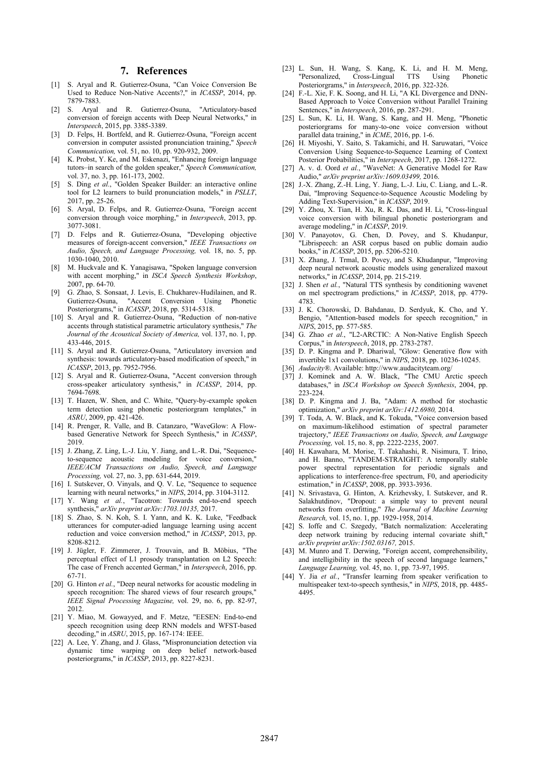## 7. References

[1] S. Aryal and R. Gutierrez-Osuna, "Can Voice Conversion Be Used to Reduce Non-Native Accents?," in *ICASSP*, 2014, pp. 7879-7883.

[2] S. Aryal and R. Gutierrez-Osuna, "Articulatory-based conversion of foreign accents with Deep Neural Networks," in *Interspeech*, 2015, pp. 3385-3389.

[3] D. Felps, H. Bortfeld, and R. Gutierrez-Osuna, "Foreign accent conversion in computer assisted pronunciation training," *Speech Communication,* vol. 51, no. 10, pp. 920-932, 2009.

[4] K. Probst, Y. Ke, and M. Eskenazi, "Enhancing foreign language tutors–in search of the golden speaker," *Speech Communication,* vol. 37, no. 3, pp. 161-173, 2002.

[5] S. Ding *et al.*, "Golden Speaker Builder: an interactive online tool for L2 learners to build pronunciation models," in *PSLLT*, 2017, pp. 25-26.

[6] S. Aryal, D. Felps, and R. Gutierrez-Osuna, "Foreign accent conversion through voice morphing," in *Interspeech*, 2013, pp. 3077-3081.

[7] D. Felps and R. Gutierrez-Osuna, "Developing objective measures of foreign-accent conversion," *IEEE Transactions on Audio, Speech, and Language Processing,* vol. 18, no. 5, pp. 1030-1040, 2010.

[8] M. Huckvale and K. Yanagisawa, "Spoken language conversion with accent morphing," in *ISCA Speech Synthesis Workshop*, 2007, pp. 64-70.

[9] G. Zhao, S. Sonsaat, J. Levis, E. Chukharev-Hudilainen, and R. Gutierrez-Osuna, "Accent Conversion Using Phonetic Posteriorgrams," in *ICASSP*, 2018, pp. 5314-5318.

[10] S. Aryal and R. Gutierrez-Osuna, "Reduction of non-native accents through statistical parametric articulatory synthesis," *The Journal of the Acoustical Society of America,* vol. 137, no. 1, pp. 433-446, 2015.

[11] S. Aryal and R. Gutierrez-Osuna, "Articulatory inversion and synthesis: towards articulatory-based modification of speech," in *ICASSP*, 2013, pp. 7952-7956.

[12] S. Aryal and R. Gutierrez-Osuna, "Accent conversion through cross-speaker articulatory synthesis," in *ICASSP*, 2014, pp. 7694-7698.

[13] T. Hazen, W. Shen, and C. White, "Query-by-example spoken term detection using phonetic posteriorgram templates," in *ASRU*, 2009, pp. 421-426.

[14] R. Prenger, R. Valle, and B. Catanzaro, "WaveGlow: A Flow-based Generative Network for Speech Synthesis," in *ICASSP*, 2019.

[15] J. Zhang, Z. Ling, L.-J. Liu, Y. Jiang, and L.-R. Dai, "Sequence-to-sequence acoustic modeling for voice conversion," *IEEE/ACM Transactions on Audio, Speech, and Language Processing,* vol. 27, no. 3, pp. 631-644, 2019.

[16] I. Sutskever, O. Vinyals, and Q. V. Le, "Sequence to sequence learning with neural networks," in *NIPS*, 2014, pp. 3104-3112.

[17] Y. Wang *et al.*, "Tacotron: Towards end-to-end speech synthesis," *arXiv preprint arXiv:1703.10135,* 2017.

[18] S. Zhao, S. N. Koh, S. I. Yann, and K. K. Luke, "Feedback utterances for computer-adied language learning using accent reduction and voice conversion method," in *ICASSP*, 2013, pp. 8208-8212.

[19] J. Jügler, F. Zimmerer, J. Trouvain, and B. Möbius, "The perceptual effect of L1 prosody transplantation on L2 Speech: The case of French accented German," in *Interspeech*, 2016, pp. 67-71.

[20] G. Hinton *et al.*, "Deep neural networks for acoustic modeling in speech recognition: The shared views of four research groups," *IEEE Signal Processing Magazine,* vol. 29, no. 6, pp. 82-97, 2012.

[21] Y. Miao, M. Gowayyed, and F. Metze, "EESEN: End-to-end speech recognition using deep RNN models and WFST-based decoding," in *ASRU*, 2015, pp. 167-174: IEEE.

[22] A. Lee, Y. Zhang, and J. Glass, "Mispronunciation detection via dynamic time warping on deep belief network-based posteriorgrams," in *ICASSP*, 2013, pp. 8227-8231.

[23] L. Sun, H. Wang, S. Kang, K. Li, and H. M. Meng, "Personalized, Cross-Lingual TTS Using Phonetic Posteriorgrams," in *Interspeech*, 2016, pp. 322-326.

[24] F.-L. Xie, F. K. Soong, and H. Li, "A KL Divergence and DNN-Based Approach to Voice Conversion without Parallel Training Sentences," in *Interspeech*, 2016, pp. 287-291.

[25] L. Sun, K. Li, H. Wang, S. Kang, and H. Meng, "Phonetic posteriorgrams for many-to-one voice conversion without parallel data training," in *ICME*, 2016, pp. 1-6.

[26] H. Miyoshi, Y. Saito, S. Takamichi, and H. Saruwatari, "Voice Conversion Using Sequence-to-Sequence Learning of Context Posterior Probabilities," in *Interspeech*, 2017, pp. 1268-1272.

[27] A. v. d. Oord *et al.*, "WaveNet: A Generative Model for Raw Audio," *arXiv preprint arXiv:1609.03499,* 2016.

[28] J.-X. Zhang, Z.-H. Ling, Y. Jiang, L.-J. Liu, C. Liang, and L.-R. Dai, "Improving Sequence-to-Sequence Acoustic Modeling by Adding Text-Supervision," in *ICASSP*, 2019.

[29] Y. Zhou, X. Tian, H. Xu, R. K. Das, and H. Li, "Cross-lingual voice conversion with bilingual phonetic posteriorgram and average modeling," in *ICASSP*, 2019.

[30] V. Panayotov, G. Chen, D. Povey, and S. Khudanpur, "Librispeech: an ASR corpus based on public domain audio books," in *ICASSP*, 2015, pp. 5206-5210.

[31] X. Zhang, J. Trmal, D. Povey, and S. Khudanpur, "Improving deep neural network acoustic models using generalized maxout networks," in *ICASSP*, 2014, pp. 215-219.

[32] J. Shen *et al.*, "Natural TTS synthesis by conditioning wavenet on mel spectrogram predictions," in *ICASSP*, 2018, pp. 4779-4783.

[33] J. K. Chorowski, D. Bahdanau, D. Serdyuk, K. Cho, and Y. Bengio, "Attention-based models for speech recognition," in *NIPS*, 2015, pp. 577-585.

[34] G. Zhao *et al.*, "L2-ARCTIC: A Non-Native English Speech Corpus," in *Interspeech*, 2018, pp. 2783-2787.

[35] D. P. Kingma and P. Dhariwal, "Glow: Generative flow with invertible 1x1 convolutions," in *NIPS*, 2018, pp. 10236-10245.

[36] *Audacity®*. Available: http://www.audacityteam.org/

[37] J. Kominek and A. W. Black, "The CMU Arctic speech databases," in *ISCA Workshop on Speech Synthesis*, 2004, pp. 223-224.

[38] D. P. Kingma and J. Ba, "Adam: A method for stochastic optimization," *arXiv preprint arXiv:1412.6980,* 2014.

[39] T. Toda, A. W. Black, and K. Tokuda, "Voice conversion based on maximum-likelihood estimation of spectral parameter trajectory," *IEEE Transactions on Audio, Speech, and Language Processing,* vol. 15, no. 8, pp. 2222-2235, 2007.

[40] H. Kawahara, M. Morise, T. Takahashi, R. Nisimura, T. Irino, and H. Banno, "TANDEM-STRAIGHT: A temporally stable power spectral representation for periodic signals and applications to interference-free spectrum, F0, and aperiodicity estimation," in *ICASSP*, 2008, pp. 3933-3936.

[41] N. Srivastava, G. Hinton, A. Krizhevsky, I. Sutskever, and R. Salakhutdinov, "Dropout: a simple way to prevent neural networks from overfitting," *The Journal of Machine Learning Research,* vol. 15, no. 1, pp. 1929-1958, 2014.

[42] S. Ioffe and C. Szegedy, "Batch normalization: Accelerating deep network training by reducing internal covariate shift," *arXiv preprint arXiv:1502.03167,* 2015.

[43] M. Munro and T. Derwing, "Foreign accent, comprehensibility, and intelligibility in the speech of second language learners," *Language Learning,* vol. 45, no. 1, pp. 73-97, 1995.

[44] Y. Jia *et al.*, "Transfer learning from speaker verification to multispeaker text-to-speech synthesis," in *NIPS*, 2018, pp. 4485-4495.